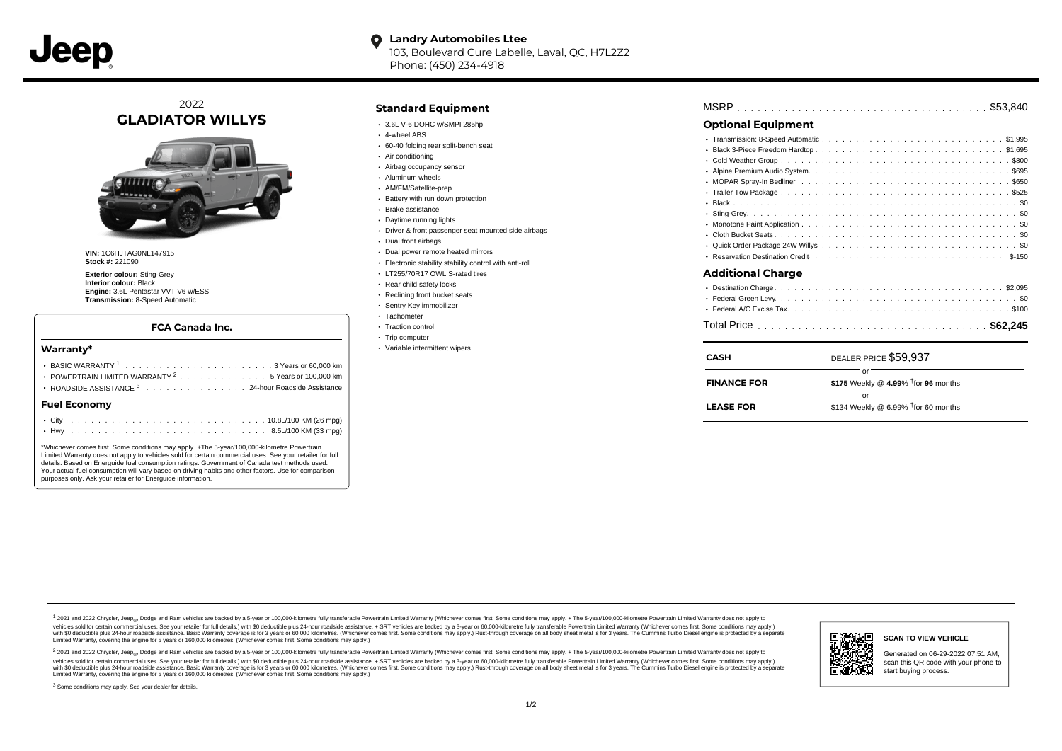**Landry Automobiles Ltee**
103, Boulevard Cure Labelle, Laval, QC, H7L2Z2
Phone: (450) 234-4918

## 2022
# GLADIATOR WILLYS

**VIN:** 1C6HJTAG0NL147915
**Stock #:** 221090

**Exterior colour:** Sting-Grey
**Interior colour:** Black
**Engine:** 3.6L Pentastar VVT V6 w/ESS
**Transmission:** 8-Speed Automatic

### FCA Canada Inc.

#### Warranty*

- BASIC WARRANTY [1] . . . . . . . . . . 3 Years or 60,000 km
- POWERTRAIN LIMITED WARRANTY [2] . . . . . . . . 5 Years or 100,000 km
- ROADSIDE ASSISTANCE [3] . . . . . . . . 24-hour Roadside Assistance

#### Fuel Economy

- City . . . . . . . . . . 10.8L/100 KM (26 mpg)
- Hwy . . . . . . . . . . 8.5L/100 KM (33 mpg)

*Whichever comes first. Some conditions may apply. +The 5-year/100,000-kilometre Powertrain Limited Warranty does not apply to vehicles sold for certain commercial uses. See your retailer for full details. Based on Energuide fuel consumption ratings. Government of Canada test methods used. Your actual fuel consumption will vary based on driving habits and other factors. Use for comparison purposes only. Ask your retailer for Energuide information.

## Standard Equipment

- 3.6L V-6 DOHC w/SMPI 285hp
- 4-wheel ABS
- 60-40 folding rear split-bench seat
- Air conditioning
- Airbag occupancy sensor
- Aluminum wheels
- AM/FM/Satellite-prep
- Battery with run down protection
- Brake assistance
- Daytime running lights
- Driver & front passenger seat mounted side airbags
- Dual front airbags
- Dual power remote heated mirrors
- Electronic stability stability control with anti-roll
- LT255/70R17 OWL S-rated tires
- Rear child safety locks
- Reclining front bucket seats
- Sentry Key immobilizer
- Tachometer
- Traction control
- Trip computer
- Variable intermittent wipers

MSRP . . . . . . . . . . $53,840

## Optional Equipment

- Transmission: 8-Speed Automatic . . . . . . . . . . $1,995
- Black 3-Piece Freedom Hardtop . . . . . . . . . . $1,695
- Cold Weather Group . . . . . . . . . . $800
- Alpine Premium Audio System . . . . . . . . . . $695
- MOPAR Spray-In Bedliner . . . . . . . . . . $650
- Trailer Tow Package . . . . . . . . . . $525
- Black . . . . . . . . . . $0
- Sting-Grey . . . . . . . . . . $0
- Monotone Paint Application . . . . . . . . . . $0
- Cloth Bucket Seats . . . . . . . . . . $0
- Quick Order Package 24W Willys . . . . . . . . . . $0
- Reservation Destination Credit . . . . . . . . . . $-150

## Additional Charge

- Destination Charge . . . . . . . . . . $2,095
- Federal Green Levy . . . . . . . . . . $0
- Federal A/C Excise Tax . . . . . . . . . . $100

Total Price . . . . . . . . . . **$62,245**

| | |
|---|---|
| **CASH** | DEALER PRICE $59,937 |
| | or |
| **FINANCE FOR** | **$175** Weekly @ **4.99**% †for **96** months |
| | or |
| **LEASE FOR** | $134 Weekly @ 6.99% †for 60 months |

[1] 2021 and 2022 Chrysler, Jeep®, Dodge and Ram vehicles are backed by a 5-year or 100,000-kilometre fully transferable Powertrain Limited Warranty (Whichever comes first. Some conditions may apply. + The 5-year/100,000-kilometre Powertrain Limited Warranty does not apply to vehicles sold for certain commercial uses. See your retailer for full details.) with $0 deductible plus 24-hour roadside assistance. + SRT vehicles are backed by a 3-year or 60,000-kilometre fully transferable Powertrain Limited Warranty (Whichever comes first. Some conditions may apply.) with $0 deductible plus 24-hour roadside assistance. Basic Warranty coverage is for 3 years or 60,000 kilometres. (Whichever comes first. Some conditions may apply.) Rust-through coverage on all body sheet metal is for 3 years. The Cummins Turbo Diesel engine is protected by a separate Limited Warranty, covering the engine for 5 years or 160,000 kilometres. (Whichever comes first. Some conditions may apply.)

[2] 2021 and 2022 Chrysler, Jeep®, Dodge and Ram vehicles are backed by a 5-year or 100,000-kilometre fully transferable Powertrain Limited Warranty (Whichever comes first. Some conditions may apply. + The 5-year/100,000-kilometre Powertrain Limited Warranty does not apply to vehicles sold for certain commercial uses. See your retailer for full details.) with $0 deductible plus 24-hour roadside assistance. + SRT vehicles are backed by a 3-year or 60,000-kilometre fully transferable Powertrain Limited Warranty (Whichever comes first. Some conditions may apply.) with $0 deductible plus 24-hour roadside assistance. Basic Warranty coverage is for 3 years or 60,000 kilometres. (Whichever comes first. Some conditions may apply.) Rust-through coverage on all body sheet metal is for 3 years. The Cummins Turbo Diesel engine is protected by a separate Limited Warranty, covering the engine for 5 years or 160,000 kilometres. (Whichever comes first. Some conditions may apply.)

[3] Some conditions may apply. See your dealer for details.

**SCAN TO VIEW VEHICLE**

Generated on 06-29-2022 07:51 AM, scan this QR code with your phone to start buying process.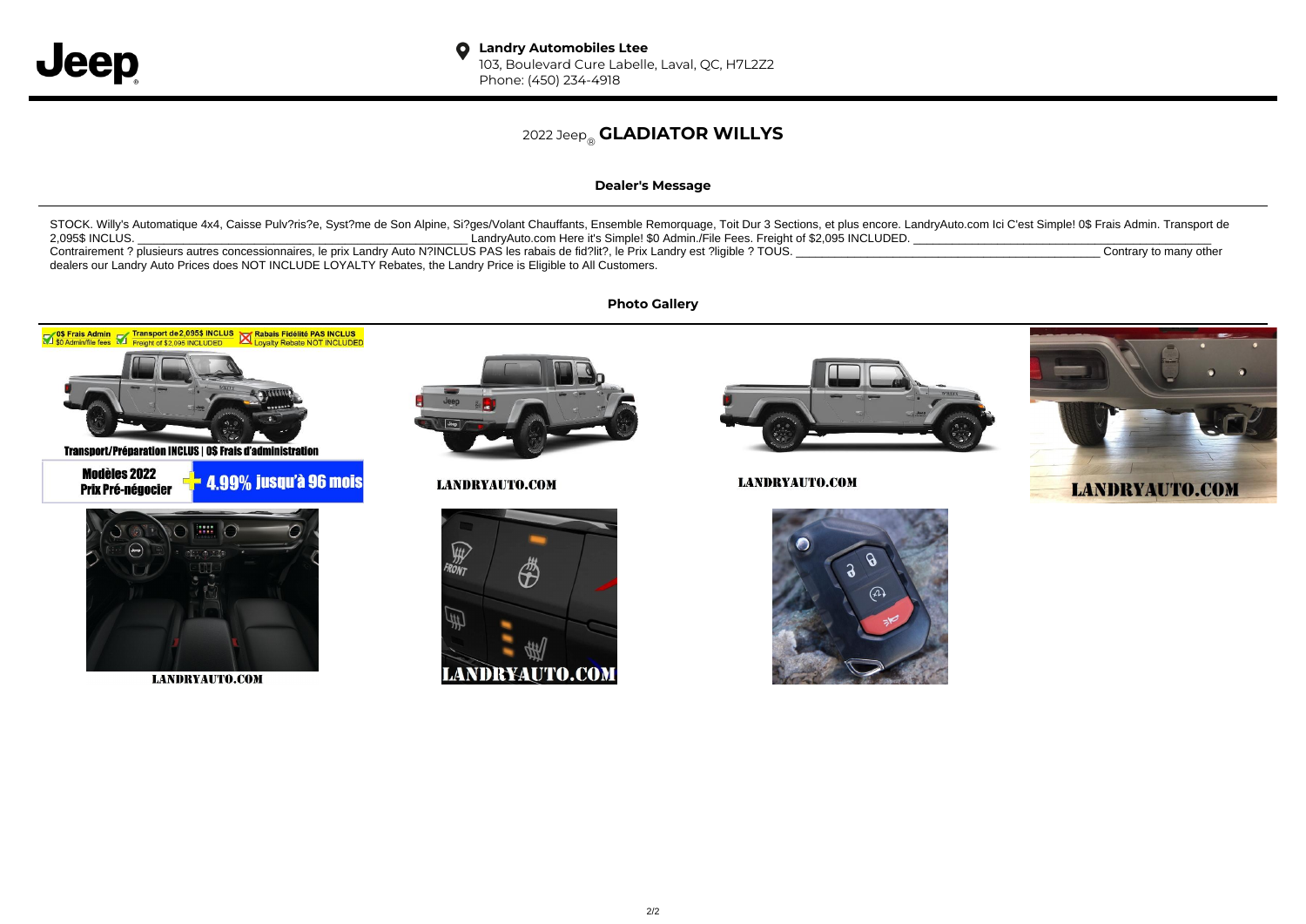Jeep

**Landry Automobiles Ltee**
103, Boulevard Cure Labelle, Laval, QC, H7L2Z2
Phone: (450) 234-4918

# 2022 Jeep® GLADIATOR WILLYS

## Dealer's Message

STOCK. Willy's Automatique 4x4, Caisse Pulv?ris?e, Syst?me de Son Alpine, Si?ges/Volant Chauffants, Ensemble Remorquage, Toit Dur 3 Sections, et plus encore. LandryAuto.com Ici C'est Simple! 0$ Frais Admin. Transport de 2,095$ INCLUS. ____________________________________________________ LandryAuto.com Here it's Simple! $0 Admin./File Fees. Freight of $2,095 INCLUDED. ________________________________________________ Contrairement ? plusieurs autres concessionnaires, le prix Landry Auto N?INCLUS PAS les rabais de fid?lit?, le Prix Landry est ?ligible ? TOUS. ________________________________________________ Contrary to many other dealers our Landry Auto Prices does NOT INCLUDE LOYALTY Rebates, the Landry Price is Eligible to All Customers.

## Photo Gallery

0$ Frais Admin / $0 Admin/file fees
Transport de 2,095$ INCLUS / Freight of $2,095 INCLUDED
Rabais Fidélité PAS INCLUS / Loyalty Rebate NOT INCLUDED

Transport/Préparation INCLUS | 0$ Frais d'administration

Modèles 2022 Prix Pré-négocier + 4.99% jusqu'à 96 mois

LANDRYAUTO.COM

LANDRYAUTO.COM

LANDRYAUTO.COM

LANDRYAUTO.COM

LANDRYAUTO.COM